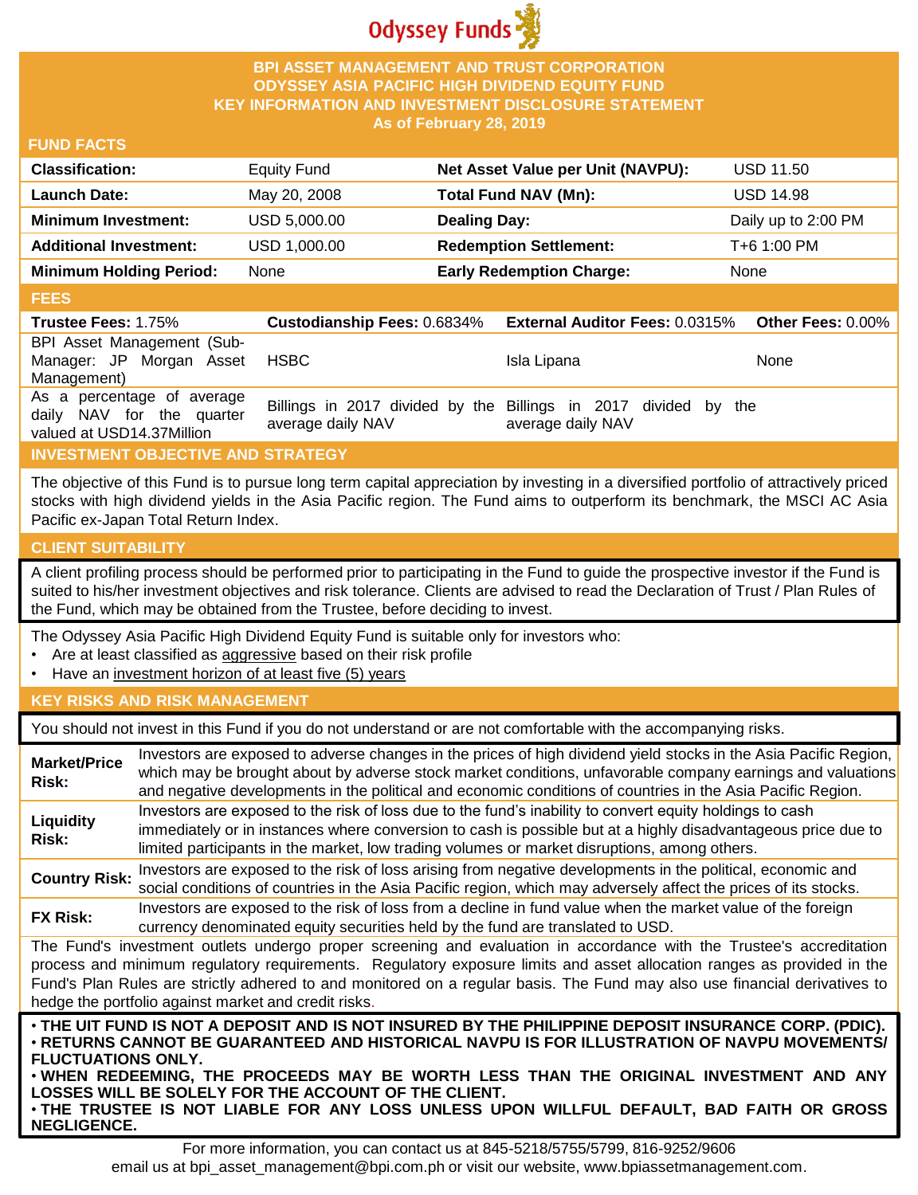Odyssey Funds

# BPI ASSET MANAGEMENT AND TRUST CORPORATION
# ODYSSEY ASIA PACIFIC HIGH DIVIDEND EQUITY FUND
# KEY INFORMATION AND INVESTMENT DISCLOSURE STATEMENT
**As of February 28, 2019**

## FUND FACTS

| | | | |
|---|---|---|---|
| **Classification:** | Equity Fund | **Net Asset Value per Unit (NAVPU):** | USD 11.50 |
| **Launch Date:** | May 20, 2008 | **Total Fund NAV (Mn):** | USD 14.98 |
| **Minimum Investment:** | USD 5,000.00 | **Dealing Day:** | Daily up to 2:00 PM |
| **Additional Investment:** | USD 1,000.00 | **Redemption Settlement:** | T+6 1:00 PM |
| **Minimum Holding Period:** | None | **Early Redemption Charge:** | None |

## FEES

| **Trustee Fees:** 1.75% | **Custodianship Fees:** 0.6834% | **External Auditor Fees:** 0.0315% | **Other Fees:** 0.00% |
|---|---|---|---|
| BPI Asset Management (Sub-Manager: JP Morgan Asset Management) | HSBC | Isla Lipana | None |
| As a percentage of average daily NAV for the quarter valued at USD14.37Million | Billings in 2017 divided by the average daily NAV | Billings in 2017 divided by the average daily NAV | |

## INVESTMENT OBJECTIVE AND STRATEGY

The objective of this Fund is to pursue long term capital appreciation by investing in a diversified portfolio of attractively priced stocks with high dividend yields in the Asia Pacific region. The Fund aims to outperform its benchmark, the MSCI AC Asia Pacific ex-Japan Total Return Index.

## CLIENT SUITABILITY

A client profiling process should be performed prior to participating in the Fund to guide the prospective investor if the Fund is suited to his/her investment objectives and risk tolerance. Clients are advised to read the Declaration of Trust / Plan Rules of the Fund, which may be obtained from the Trustee, before deciding to invest.

The Odyssey Asia Pacific High Dividend Equity Fund is suitable only for investors who:
- Are at least classified as aggressive based on their risk profile
- Have an investment horizon of at least five (5) years

## KEY RISKS AND RISK MANAGEMENT

You should not invest in this Fund if you do not understand or are not comfortable with the accompanying risks.

| | |
|---|---|
| **Market/Price Risk:** | Investors are exposed to adverse changes in the prices of high dividend yield stocks in the Asia Pacific Region, which may be brought about by adverse stock market conditions, unfavorable company earnings and valuations and negative developments in the political and economic conditions of countries in the Asia Pacific Region. |
| **Liquidity Risk:** | Investors are exposed to the risk of loss due to the fund's inability to convert equity holdings to cash immediately or in instances where conversion to cash is possible but at a highly disadvantageous price due to limited participants in the market, low trading volumes or market disruptions, among others. |
| **Country Risk:** | Investors are exposed to the risk of loss arising from negative developments in the political, economic and social conditions of countries in the Asia Pacific region, which may adversely affect the prices of its stocks. |
| **FX Risk:** | Investors are exposed to the risk of loss from a decline in fund value when the market value of the foreign currency denominated equity securities held by the fund are translated to USD. |

The Fund's investment outlets undergo proper screening and evaluation in accordance with the Trustee's accreditation process and minimum regulatory requirements. Regulatory exposure limits and asset allocation ranges as provided in the Fund's Plan Rules are strictly adhered to and monitored on a regular basis. The Fund may also use financial derivatives to hedge the portfolio against market and credit risks.

- **THE UIT FUND IS NOT A DEPOSIT AND IS NOT INSURED BY THE PHILIPPINE DEPOSIT INSURANCE CORP. (PDIC).**
- **RETURNS CANNOT BE GUARANTEED AND HISTORICAL NAVPU IS FOR ILLUSTRATION OF NAVPU MOVEMENTS/ FLUCTUATIONS ONLY.**
- **WHEN REDEEMING, THE PROCEEDS MAY BE WORTH LESS THAN THE ORIGINAL INVESTMENT AND ANY LOSSES WILL BE SOLELY FOR THE ACCOUNT OF THE CLIENT.**
- **THE TRUSTEE IS NOT LIABLE FOR ANY LOSS UNLESS UPON WILLFUL DEFAULT, BAD FAITH OR GROSS NEGLIGENCE.**

For more information, you can contact us at 845-5218/5755/5799, 816-9252/9606 email us at bpi_asset_management@bpi.com.ph or visit our website, www.bpiassetmanagement.com.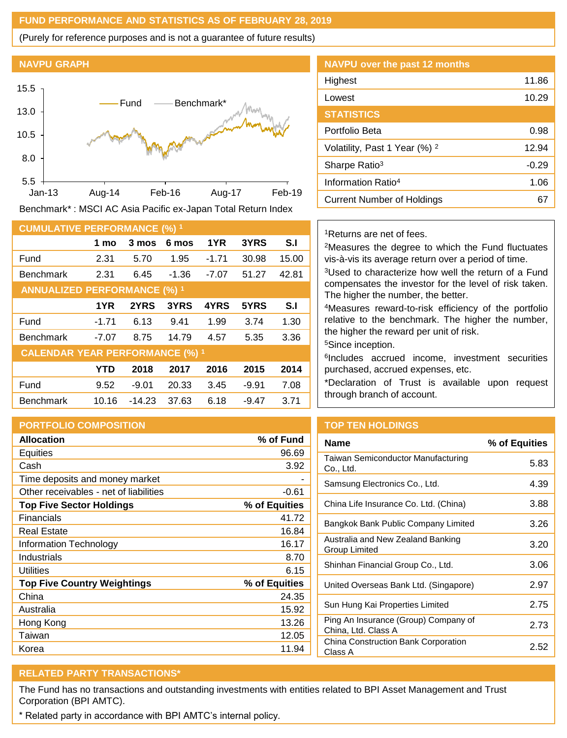## FUND PERFORMANCE AND STATISTICS AS OF FEBRUARY 28, 2019

(Purely for reference purposes and is not a guarantee of future results)

### NAVPU GRAPH

Benchmark* : MSCI AC Asia Pacific ex-Japan Total Return Index

### NAVPU over the past 12 months

| | |
|---|---|
| Highest | 11.86 |
| Lowest | 10.29 |

### STATISTICS

| | |
|---|---|
| Portfolio Beta | 0.98 |
| Volatility, Past 1 Year (%) [2] | 12.94 |
| Sharpe Ratio[3] | -0.29 |
| Information Ratio[4] | 1.06 |
| Current Number of Holdings | 67 |

### CUMULATIVE PERFORMANCE (%) [1]

| | 1 mo | 3 mos | 6 mos | 1YR | 3YRS | S.I |
|---|---|---|---|---|---|---|
| Fund | 2.31 | 5.70 | 1.95 | -1.71 | 30.98 | 15.00 |
| Benchmark | 2.31 | 6.45 | -1.36 | -7.07 | 51.27 | 42.81 |

### ANNUALIZED PERFORMANCE (%) [1]

| | 1YR | 2YRS | 3YRS | 4YRS | 5YRS | S.I |
|---|---|---|---|---|---|---|
| Fund | -1.71 | 6.13 | 9.41 | 1.99 | 3.74 | 1.30 |
| Benchmark | -7.07 | 8.75 | 14.79 | 4.57 | 5.35 | 3.36 |

### CALENDAR YEAR PERFORMANCE (%) [1]

| | YTD | 2018 | 2017 | 2016 | 2015 | 2014 |
|---|---|---|---|---|---|---|
| Fund | 9.52 | -9.01 | 20.33 | 3.45 | -9.91 | 7.08 |
| Benchmark | 10.16 | -14.23 | 37.63 | 6.18 | -9.47 | 3.71 |

[1]Returns are net of fees.

[2]Measures the degree to which the Fund fluctuates vis-à-vis its average return over a period of time.

[3]Used to characterize how well the return of a Fund compensates the investor for the level of risk taken. The higher the number, the better.

[4]Measures reward-to-risk efficiency of the portfolio relative to the benchmark. The higher the number, the higher the reward per unit of risk.

[5]Since inception.

[6]Includes accrued income, investment securities purchased, accrued expenses, etc.

*Declaration of Trust is available upon request through branch of account.

### PORTFOLIO COMPOSITION

| Allocation | % of Fund |
|---|---|
| Equities | 96.69 |
| Cash | 3.92 |
| Time deposits and money market | - |
| Other receivables - net of liabilities | -0.61 |
| **Top Five Sector Holdings** | **% of Equities** |
| Financials | 41.72 |
| Real Estate | 16.84 |
| Information Technology | 16.17 |
| Industrials | 8.70 |
| Utilities | 6.15 |
| **Top Five Country Weightings** | **% of Equities** |
| China | 24.35 |
| Australia | 15.92 |
| Hong Kong | 13.26 |
| Taiwan | 12.05 |
| Korea | 11.94 |

### TOP TEN HOLDINGS

| Name | % of Equities |
|---|---|
| Taiwan Semiconductor Manufacturing Co., Ltd. | 5.83 |
| Samsung Electronics Co., Ltd. | 4.39 |
| China Life Insurance Co. Ltd. (China) | 3.88 |
| Bangkok Bank Public Company Limited | 3.26 |
| Australia and New Zealand Banking Group Limited | 3.20 |
| Shinhan Financial Group Co., Ltd. | 3.06 |
| United Overseas Bank Ltd. (Singapore) | 2.97 |
| Sun Hung Kai Properties Limited | 2.75 |
| Ping An Insurance (Group) Company of China, Ltd. Class A | 2.73 |
| China Construction Bank Corporation Class A | 2.52 |

### RELATED PARTY TRANSACTIONS*

The Fund has no transactions and outstanding investments with entities related to BPI Asset Management and Trust Corporation (BPI AMTC).

\* Related party in accordance with BPI AMTC's internal policy.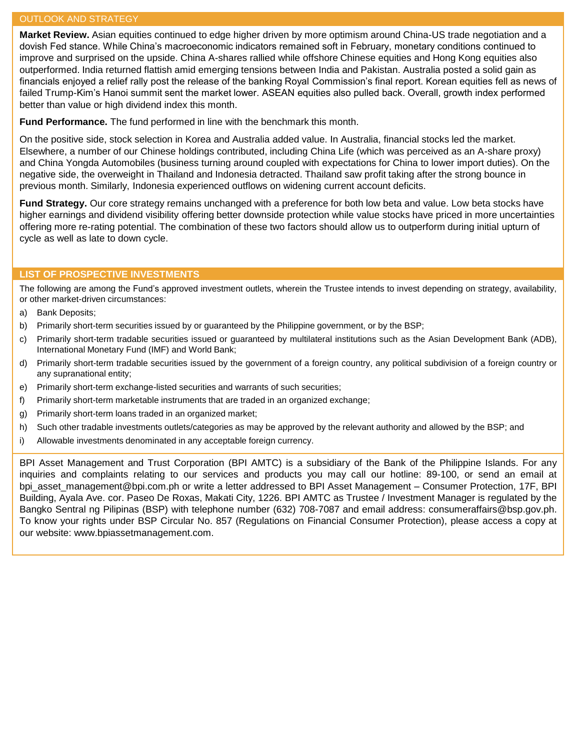## OUTLOOK AND STRATEGY

**Market Review.** Asian equities continued to edge higher driven by more optimism around China-US trade negotiation and a dovish Fed stance. While China's macroeconomic indicators remained soft in February, monetary conditions continued to improve and surprised on the upside. China A-shares rallied while offshore Chinese equities and Hong Kong equities also outperformed. India returned flattish amid emerging tensions between India and Pakistan. Australia posted a solid gain as financials enjoyed a relief rally post the release of the banking Royal Commission's final report. Korean equities fell as news of failed Trump-Kim's Hanoi summit sent the market lower. ASEAN equities also pulled back. Overall, growth index performed better than value or high dividend index this month.

**Fund Performance.** The fund performed in line with the benchmark this month.

On the positive side, stock selection in Korea and Australia added value. In Australia, financial stocks led the market. Elsewhere, a number of our Chinese holdings contributed, including China Life (which was perceived as an A-share proxy) and China Yongda Automobiles (business turning around coupled with expectations for China to lower import duties). On the negative side, the overweight in Thailand and Indonesia detracted. Thailand saw profit taking after the strong bounce in previous month. Similarly, Indonesia experienced outflows on widening current account deficits.

**Fund Strategy.** Our core strategy remains unchanged with a preference for both low beta and value. Low beta stocks have higher earnings and dividend visibility offering better downside protection while value stocks have priced in more uncertainties offering more re-rating potential. The combination of these two factors should allow us to outperform during initial upturn of cycle as well as late to down cycle.

## LIST OF PROSPECTIVE INVESTMENTS

The following are among the Fund's approved investment outlets, wherein the Trustee intends to invest depending on strategy, availability, or other market-driven circumstances:

a) Bank Deposits;
b) Primarily short-term securities issued by or guaranteed by the Philippine government, or by the BSP;
c) Primarily short-term tradable securities issued or guaranteed by multilateral institutions such as the Asian Development Bank (ADB), International Monetary Fund (IMF) and World Bank;
d) Primarily short-term tradable securities issued by the government of a foreign country, any political subdivision of a foreign country or any supranational entity;
e) Primarily short-term exchange-listed securities and warrants of such securities;
f) Primarily short-term marketable instruments that are traded in an organized exchange;
g) Primarily short-term loans traded in an organized market;
h) Such other tradable investments outlets/categories as may be approved by the relevant authority and allowed by the BSP; and
i) Allowable investments denominated in any acceptable foreign currency.

BPI Asset Management and Trust Corporation (BPI AMTC) is a subsidiary of the Bank of the Philippine Islands. For any inquiries and complaints relating to our services and products you may call our hotline: 89-100, or send an email at bpi_asset_management@bpi.com.ph or write a letter addressed to BPI Asset Management – Consumer Protection, 17F, BPI Building, Ayala Ave. cor. Paseo De Roxas, Makati City, 1226. BPI AMTC as Trustee / Investment Manager is regulated by the Bangko Sentral ng Pilipinas (BSP) with telephone number (632) 708-7087 and email address: consumeraffairs@bsp.gov.ph. To know your rights under BSP Circular No. 857 (Regulations on Financial Consumer Protection), please access a copy at our website: www.bpiassetmanagement.com.